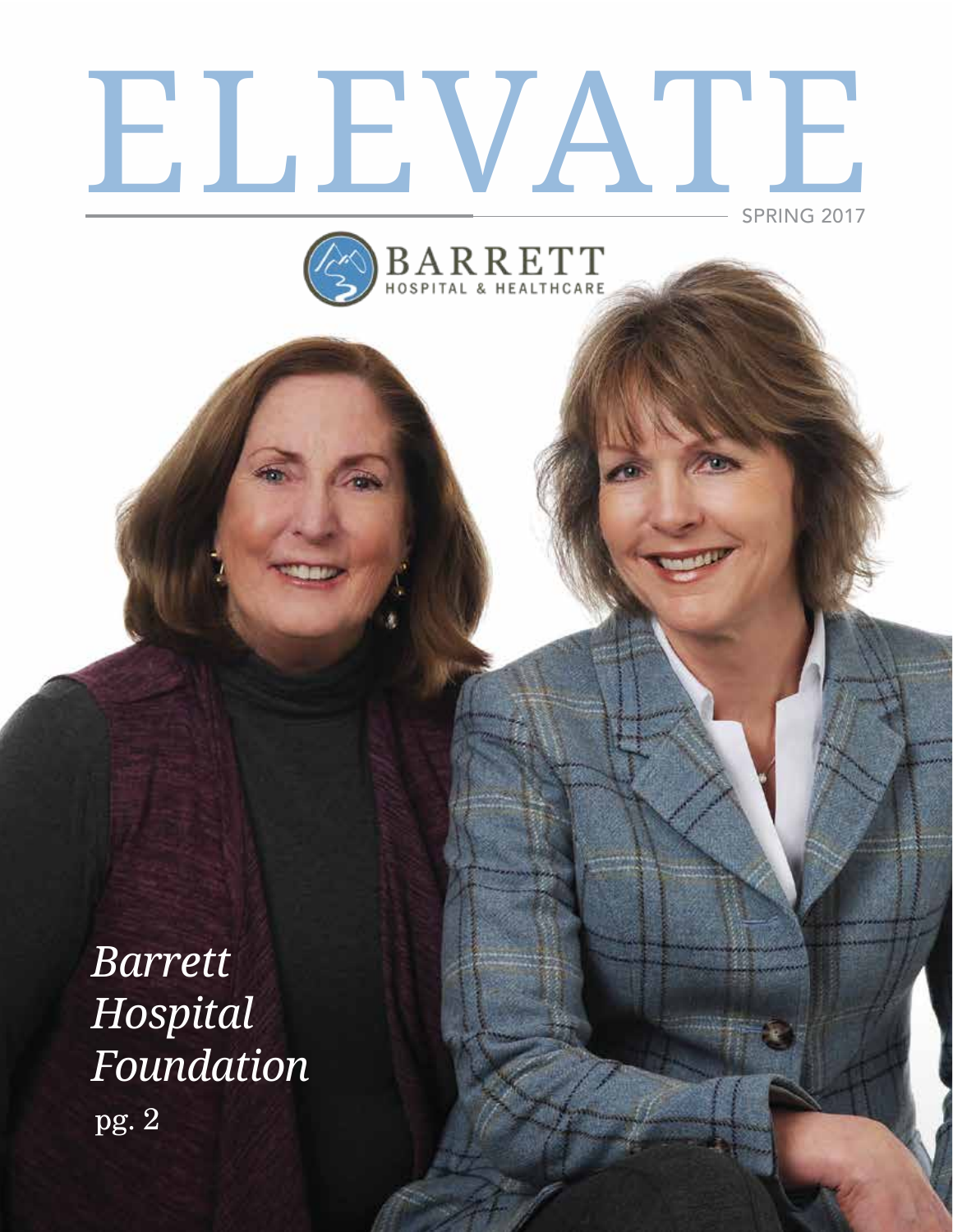# ELEVATE

SPRING 2017

BARRETT
HOSPITAL & HEALTHCARE

*Barrett Hospital Foundation*
pg. 2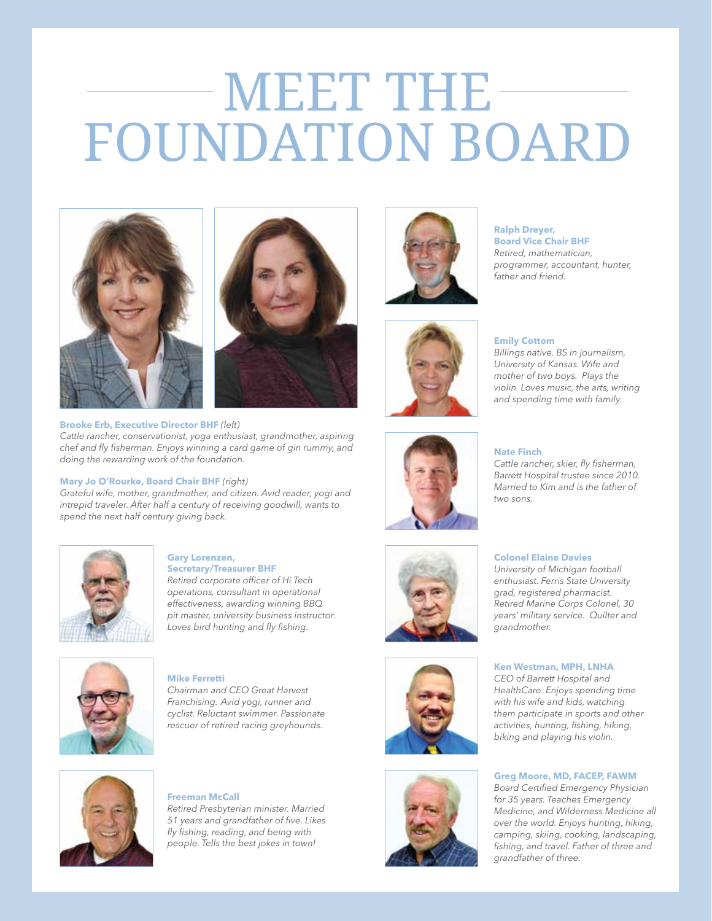# MEET THE FOUNDATION BOARD

**Brooke Erb, Executive Director BHF** *(left)*
*Cattle rancher, conservationist, yoga enthusiast, grandmother, aspiring chef and fly fisherman. Enjoys winning a card game of gin rummy, and doing the rewarding work of the foundation.*

**Mary Jo O'Rourke, Board Chair BHF** *(right)*
*Grateful wife, mother, grandmother, and citizen. Avid reader, yogi and intrepid traveler. After half a century of receiving goodwill, wants to spend the next half century giving back.*

**Gary Lorenzen, Secretary/Treasurer BHF**
*Retired corporate officer of Hi Tech operations, consultant in operational effectiveness, awarding winning BBQ pit master, university business instructor. Loves bird hunting and fly fishing.*

**Mike Ferretti**
*Chairman and CEO Great Harvest Franchising. Avid yogi, runner and cyclist. Reluctant swimmer. Passionate rescuer of retired racing greyhounds.*

**Freeman McCall**
*Retired Presbyterian minister. Married 51 years and grandfather of five. Likes fly fishing, reading, and being with people. Tells the best jokes in town!*

**Ralph Dreyer, Board Vice Chair BHF**
*Retired, mathematician, programmer, accountant, hunter, father and friend.*

**Emily Cottom**
*Billings native. BS in journalism, University of Kansas. Wife and mother of two boys. Plays the violin. Loves music, the arts, writing and spending time with family.*

**Nate Finch**
*Cattle rancher, skier, fly fisherman, Barrett Hospital trustee since 2010. Married to Kim and is the father of two sons.*

**Colonel Elaine Davies**
*University of Michigan football enthusiast. Ferris State University grad, registered pharmacist. Retired Marine Corps Colonel, 30 years' military service. Quilter and grandmother.*

**Ken Westman, MPH, LNHA**
*CEO of Barrett Hospital and HealthCare. Enjoys spending time with his wife and kids, watching them participate in sports and other activities, hunting, fishing, hiking, biking and playing his violin.*

**Greg Moore, MD, FACEP, FAWM**
*Board Certified Emergency Physician for 35 years. Teaches Emergency Medicine, and Wilderness Medicine all over the world. Enjoys hunting, hiking, camping, skiing, cooking, landscaping, fishing, and travel. Father of three and grandfather of three.*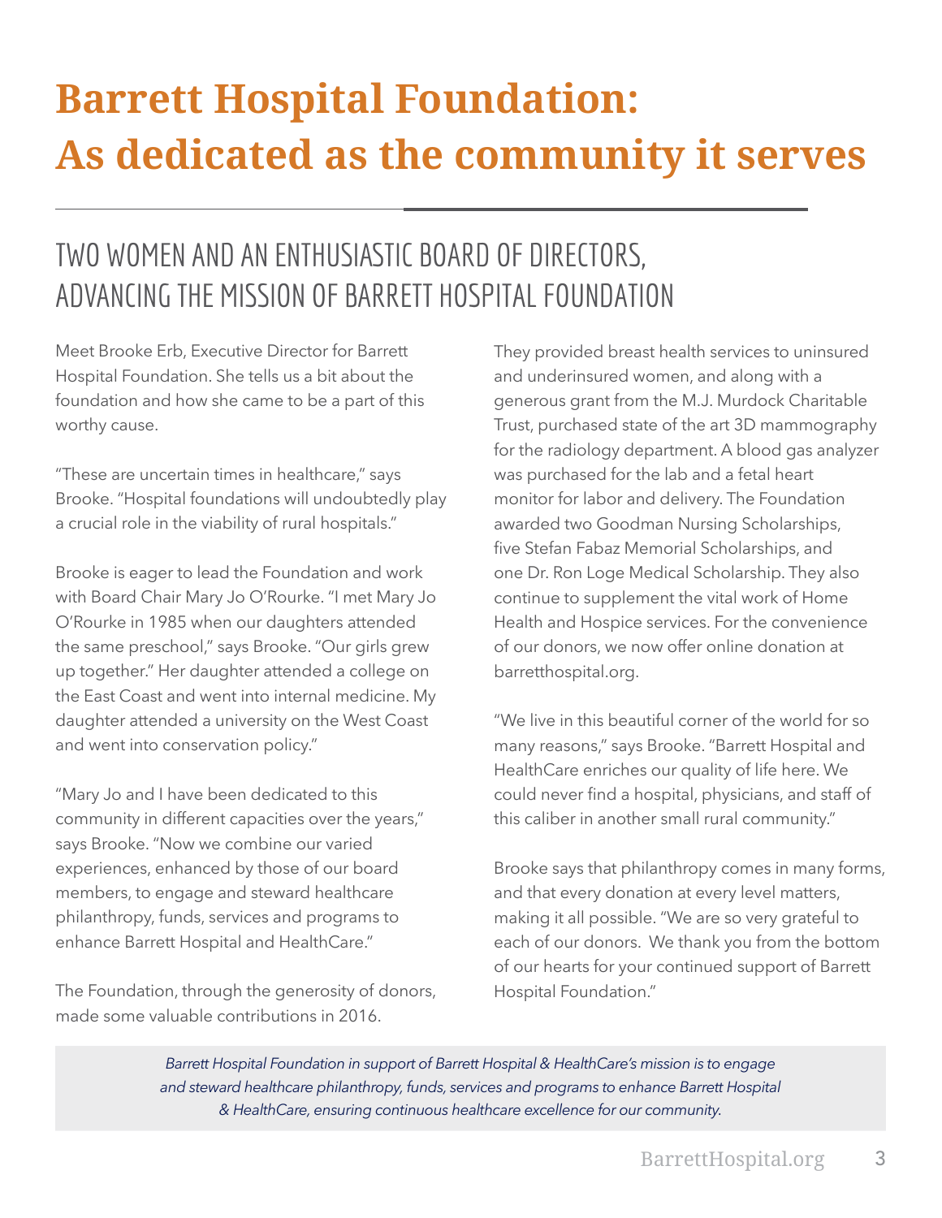# Barrett Hospital Foundation: As dedicated as the community it serves

## TWO WOMEN AND AN ENTHUSIASTIC BOARD OF DIRECTORS, ADVANCING THE MISSION OF BARRETT HOSPITAL FOUNDATION

Meet Brooke Erb, Executive Director for Barrett Hospital Foundation. She tells us a bit about the foundation and how she came to be a part of this worthy cause.

"These are uncertain times in healthcare," says Brooke. "Hospital foundations will undoubtedly play a crucial role in the viability of rural hospitals."

Brooke is eager to lead the Foundation and work with Board Chair Mary Jo O'Rourke. "I met Mary Jo O'Rourke in 1985 when our daughters attended the same preschool," says Brooke. "Our girls grew up together." Her daughter attended a college on the East Coast and went into internal medicine. My daughter attended a university on the West Coast and went into conservation policy."

"Mary Jo and I have been dedicated to this community in different capacities over the years," says Brooke. "Now we combine our varied experiences, enhanced by those of our board members, to engage and steward healthcare philanthropy, funds, services and programs to enhance Barrett Hospital and HealthCare."

The Foundation, through the generosity of donors, made some valuable contributions in 2016. They provided breast health services to uninsured and underinsured women, and along with a generous grant from the M.J. Murdock Charitable Trust, purchased state of the art 3D mammography for the radiology department. A blood gas analyzer was purchased for the lab and a fetal heart monitor for labor and delivery. The Foundation awarded two Goodman Nursing Scholarships, five Stefan Fabaz Memorial Scholarships, and one Dr. Ron Loge Medical Scholarship. They also continue to supplement the vital work of Home Health and Hospice services. For the convenience of our donors, we now offer online donation at barretthospital.org.

"We live in this beautiful corner of the world for so many reasons," says Brooke. "Barrett Hospital and HealthCare enriches our quality of life here. We could never find a hospital, physicians, and staff of this caliber in another small rural community."

Brooke says that philanthropy comes in many forms, and that every donation at every level matters, making it all possible. "We are so very grateful to each of our donors. We thank you from the bottom of our hearts for your continued support of Barrett Hospital Foundation."

*Barrett Hospital Foundation in support of Barrett Hospital & HealthCare's mission is to engage and steward healthcare philanthropy, funds, services and programs to enhance Barrett Hospital & HealthCare, ensuring continuous healthcare excellence for our community.*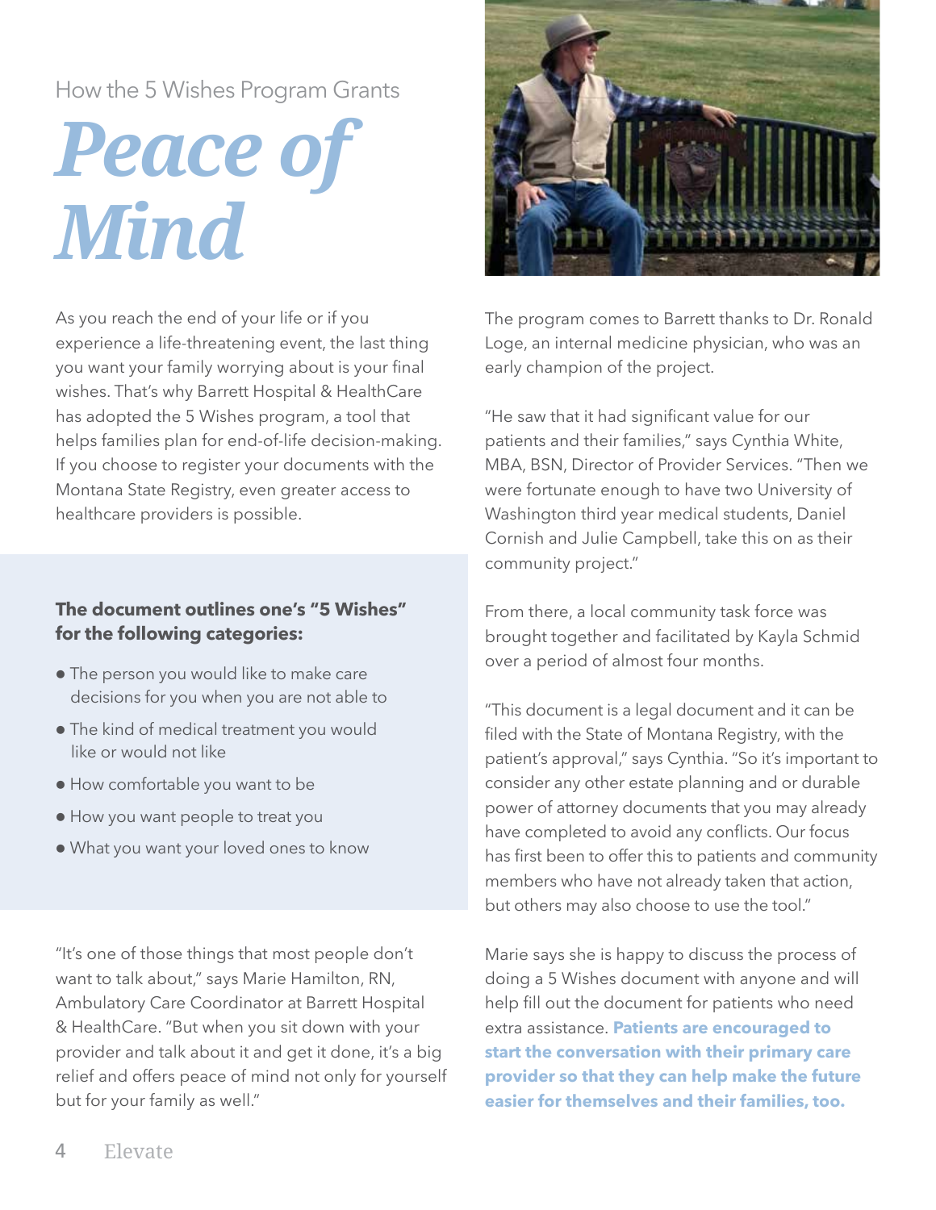How the 5 Wishes Program Grants

# *Peace of Mind*

As you reach the end of your life or if you experience a life-threatening event, the last thing you want your family worrying about is your final wishes. That's why Barrett Hospital & HealthCare has adopted the 5 Wishes program, a tool that helps families plan for end-of-life decision-making. If you choose to register your documents with the Montana State Registry, even greater access to healthcare providers is possible.

**The document outlines one's "5 Wishes" for the following categories:**

- The person you would like to make care decisions for you when you are not able to
- The kind of medical treatment you would like or would not like
- How comfortable you want to be
- How you want people to treat you
- What you want your loved ones to know

"It's one of those things that most people don't want to talk about," says Marie Hamilton, RN, Ambulatory Care Coordinator at Barrett Hospital & HealthCare. "But when you sit down with your provider and talk about it and get it done, it's a big relief and offers peace of mind not only for yourself but for your family as well."

The program comes to Barrett thanks to Dr. Ronald Loge, an internal medicine physician, who was an early champion of the project.

"He saw that it had significant value for our patients and their families," says Cynthia White, MBA, BSN, Director of Provider Services. "Then we were fortunate enough to have two University of Washington third year medical students, Daniel Cornish and Julie Campbell, take this on as their community project."

From there, a local community task force was brought together and facilitated by Kayla Schmid over a period of almost four months.

"This document is a legal document and it can be filed with the State of Montana Registry, with the patient's approval," says Cynthia. "So it's important to consider any other estate planning and or durable power of attorney documents that you may already have completed to avoid any conflicts. Our focus has first been to offer this to patients and community members who have not already taken that action, but others may also choose to use the tool."

Marie says she is happy to discuss the process of doing a 5 Wishes document with anyone and will help fill out the document for patients who need extra assistance. **Patients are encouraged to start the conversation with their primary care provider so that they can help make the future easier for themselves and their families, too.**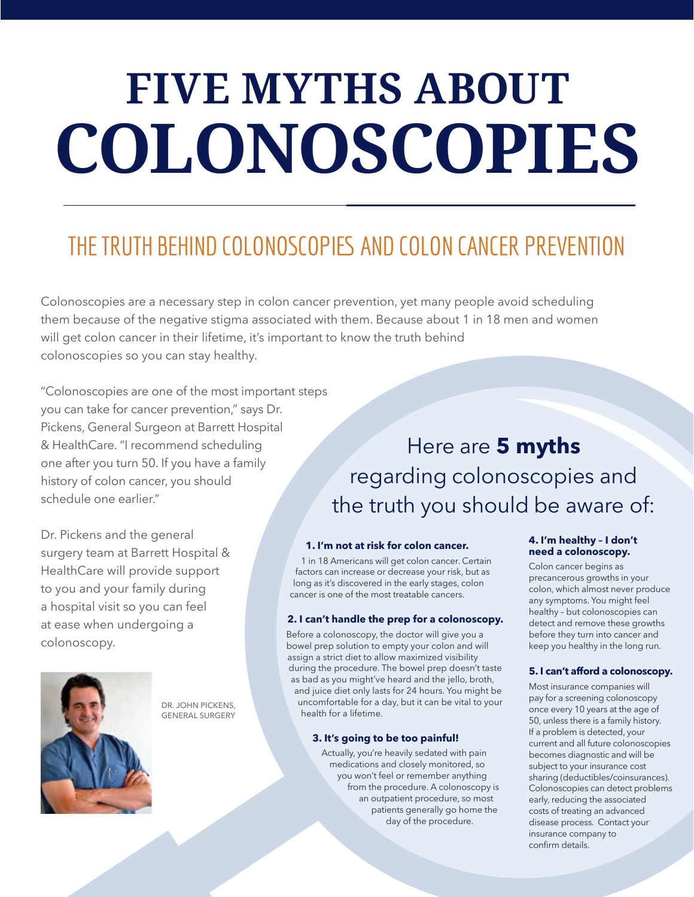# FIVE MYTHS ABOUT COLONOSCOPIES

## THE TRUTH BEHIND COLONOSCOPIES AND COLON CANCER PREVENTION

Colonoscopies are a necessary step in colon cancer prevention, yet many people avoid scheduling them because of the negative stigma associated with them. Because about 1 in 18 men and women will get colon cancer in their lifetime, it's important to know the truth behind colonoscopies so you can stay healthy.

"Colonoscopies are one of the most important steps you can take for cancer prevention," says Dr. Pickens, General Surgeon at Barrett Hospital & HealthCare. "I recommend scheduling one after you turn 50. If you have a family history of colon cancer, you should schedule one earlier."

Dr. Pickens and the general surgery team at Barrett Hospital & HealthCare will provide support to you and your family during a hospital visit so you can feel at ease when undergoing a colonoscopy.

DR. JOHN PICKENS, GENERAL SURGERY

## Here are **5 myths** regarding colonoscopies and the truth you should be aware of:

**1. I'm not at risk for colon cancer.**

1 in 18 Americans will get colon cancer. Certain factors can increase or decrease your risk, but as long as it's discovered in the early stages, colon cancer is one of the most treatable cancers.

**2. I can't handle the prep for a colonoscopy.**

Before a colonoscopy, the doctor will give you a bowel prep solution to empty your colon and will assign a strict diet to allow maximized visibility during the procedure. The bowel prep doesn't taste as bad as you might've heard and the jello, broth, and juice diet only lasts for 24 hours. You might be uncomfortable for a day, but it can be vital to your health for a lifetime.

**3. It's going to be too painful!**

Actually, you're heavily sedated with pain medications and closely monitored, so you won't feel or remember anything from the procedure. A colonoscopy is an outpatient procedure, so most patients generally go home the day of the procedure.

**4. I'm healthy – I don't need a colonoscopy.**

Colon cancer begins as precancerous growths in your colon, which almost never produce any symptoms. You might feel healthy – but colonoscopies can detect and remove these growths before they turn into cancer and keep you healthy in the long run.

**5. I can't afford a colonoscopy.**

Most insurance companies will pay for a screening colonoscopy once every 10 years at the age of 50, unless there is a family history. If a problem is detected, your current and all future colonoscopies becomes diagnostic and will be subject to your insurance cost sharing (deductibles/coinsurances). Colonoscopies can detect problems early, reducing the associated costs of treating an advanced disease process. Contact your insurance company to confirm details.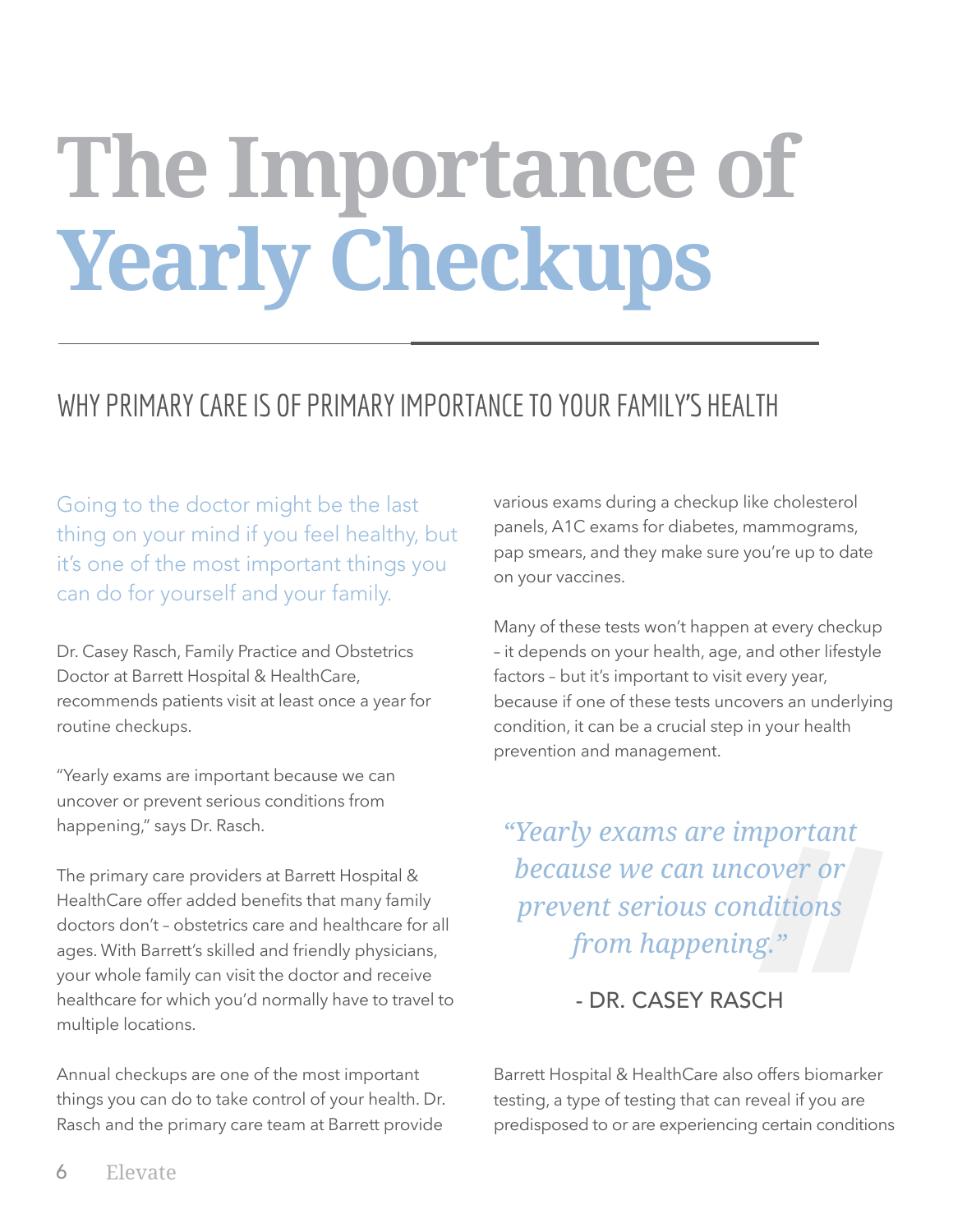# The Importance of Yearly Checkups

## WHY PRIMARY CARE IS OF PRIMARY IMPORTANCE TO YOUR FAMILY'S HEALTH

Going to the doctor might be the last thing on your mind if you feel healthy, but it's one of the most important things you can do for yourself and your family.

Dr. Casey Rasch, Family Practice and Obstetrics Doctor at Barrett Hospital & HealthCare, recommends patients visit at least once a year for routine checkups.

"Yearly exams are important because we can uncover or prevent serious conditions from happening," says Dr. Rasch.

The primary care providers at Barrett Hospital & HealthCare offer added benefits that many family doctors don't – obstetrics care and healthcare for all ages. With Barrett's skilled and friendly physicians, your whole family can visit the doctor and receive healthcare for which you'd normally have to travel to multiple locations.

Annual checkups are one of the most important things you can do to take control of your health. Dr. Rasch and the primary care team at Barrett provide various exams during a checkup like cholesterol panels, A1C exams for diabetes, mammograms, pap smears, and they make sure you're up to date on your vaccines.

Many of these tests won't happen at every checkup – it depends on your health, age, and other lifestyle factors – but it's important to visit every year, because if one of these tests uncovers an underlying condition, it can be a crucial step in your health prevention and management.

> *"Yearly exams are important because we can uncover or prevent serious conditions from happening."*
>
> \- DR. CASEY RASCH

Barrett Hospital & HealthCare also offers biomarker testing, a type of testing that can reveal if you are predisposed to or are experiencing certain conditions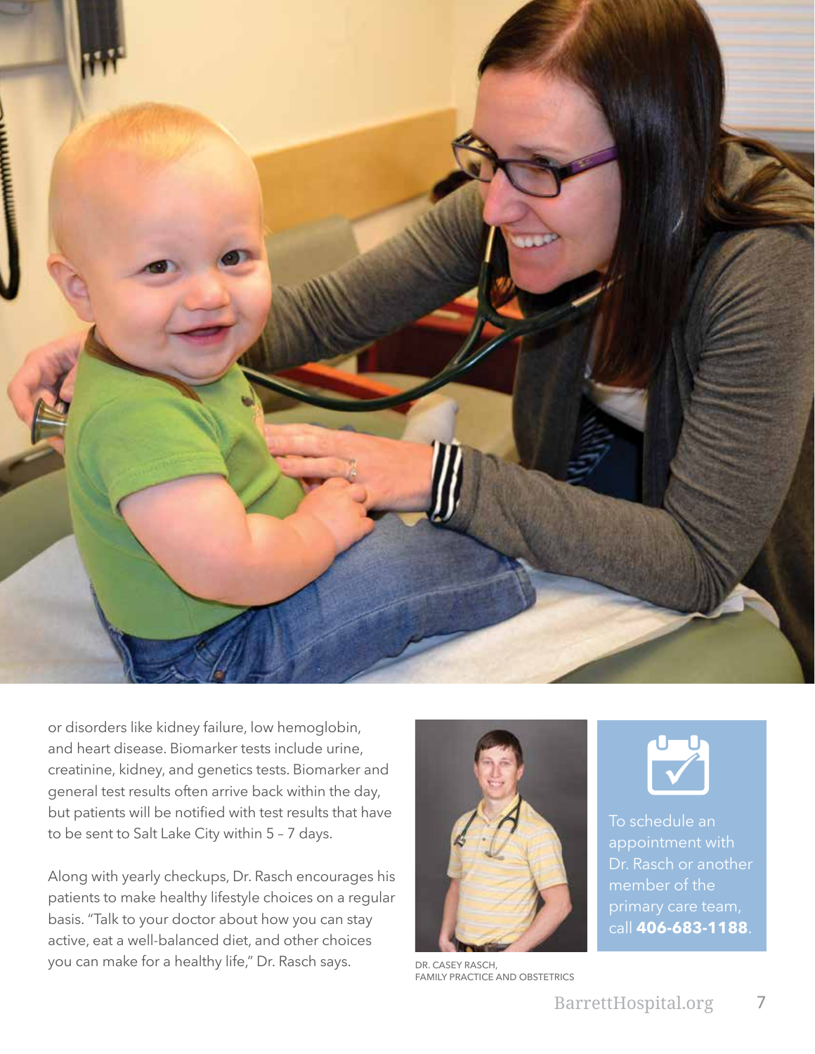or disorders like kidney failure, low hemoglobin, and heart disease. Biomarker tests include urine, creatinine, kidney, and genetics tests. Biomarker and general test results often arrive back within the day, but patients will be notified with test results that have to be sent to Salt Lake City within 5 – 7 days.

Along with yearly checkups, Dr. Rasch encourages his patients to make healthy lifestyle choices on a regular basis. "Talk to your doctor about how you can stay active, eat a well-balanced diet, and other choices you can make for a healthy life," Dr. Rasch says.

DR. CASEY RASCH, FAMILY PRACTICE AND OBSTETRICS

To schedule an appointment with Dr. Rasch or another member of the primary care team, call **406-683-1188**.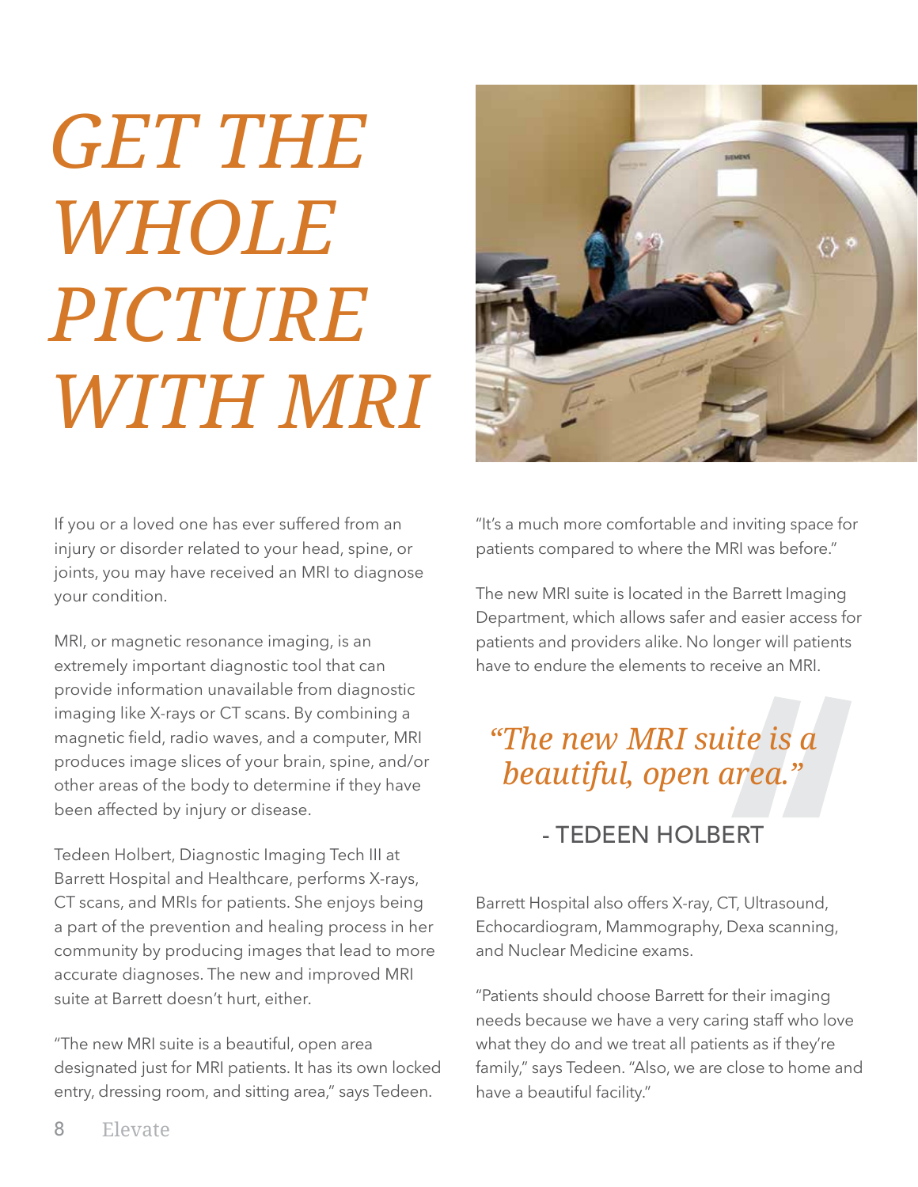# *GET THE WHOLE PICTURE WITH MRI*

If you or a loved one has ever suffered from an injury or disorder related to your head, spine, or joints, you may have received an MRI to diagnose your condition.

MRI, or magnetic resonance imaging, is an extremely important diagnostic tool that can provide information unavailable from diagnostic imaging like X-rays or CT scans. By combining a magnetic field, radio waves, and a computer, MRI produces image slices of your brain, spine, and/or other areas of the body to determine if they have been affected by injury or disease.

Tedeen Holbert, Diagnostic Imaging Tech III at Barrett Hospital and Healthcare, performs X-rays, CT scans, and MRIs for patients. She enjoys being a part of the prevention and healing process in her community by producing images that lead to more accurate diagnoses. The new and improved MRI suite at Barrett doesn't hurt, either.

"The new MRI suite is a beautiful, open area designated just for MRI patients. It has its own locked entry, dressing room, and sitting area," says Tedeen. "It's a much more comfortable and inviting space for patients compared to where the MRI was before."

The new MRI suite is located in the Barrett Imaging Department, which allows safer and easier access for patients and providers alike. No longer will patients have to endure the elements to receive an MRI.

> *"The new MRI suite is a beautiful, open area."*
>
> \- TEDEEN HOLBERT

Barrett Hospital also offers X-ray, CT, Ultrasound, Echocardiogram, Mammography, Dexa scanning, and Nuclear Medicine exams.

"Patients should choose Barrett for their imaging needs because we have a very caring staff who love what they do and we treat all patients as if they're family," says Tedeen. "Also, we are close to home and have a beautiful facility."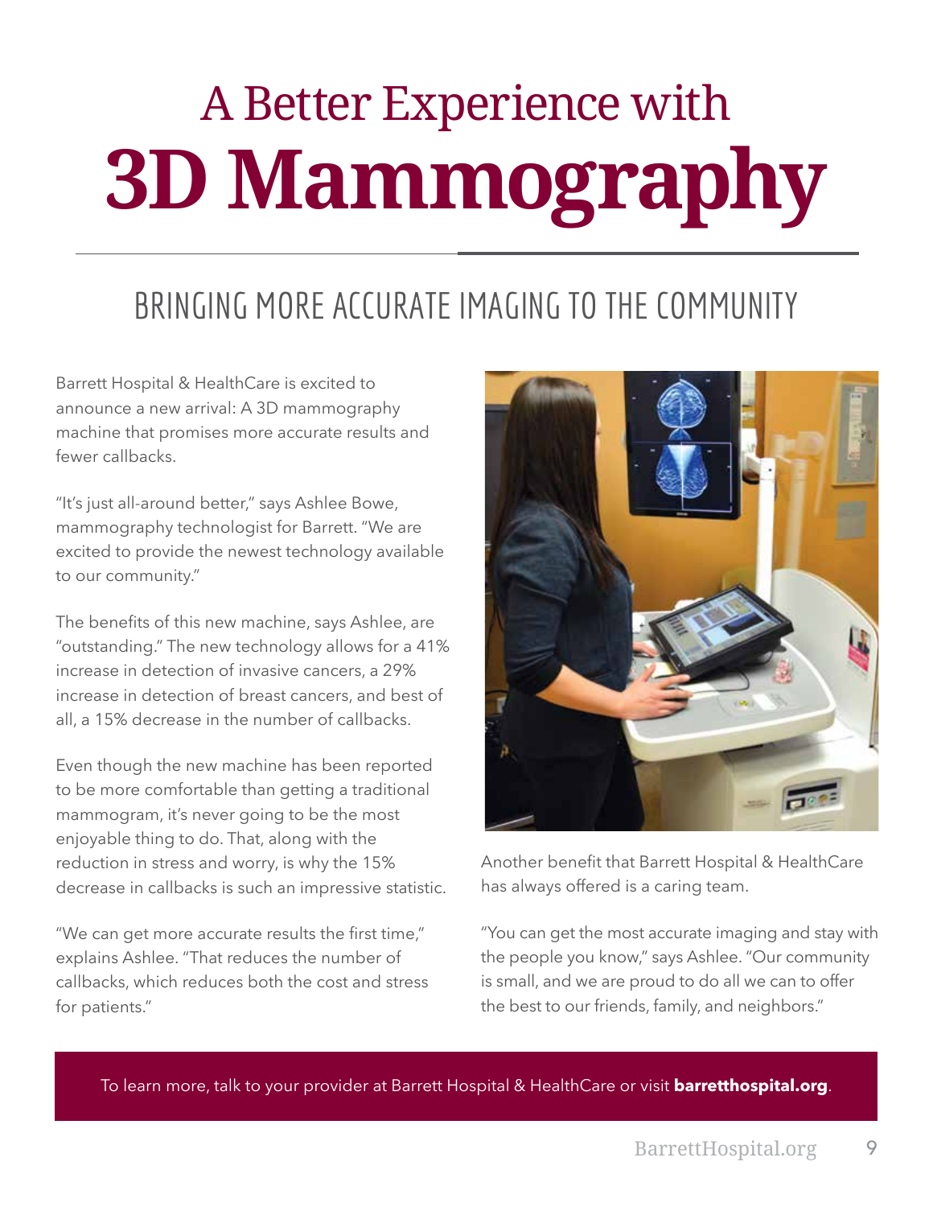# A Better Experience with 3D Mammography

## BRINGING MORE ACCURATE IMAGING TO THE COMMUNITY

Barrett Hospital & HealthCare is excited to announce a new arrival: A 3D mammography machine that promises more accurate results and fewer callbacks.

"It's just all-around better," says Ashlee Bowe, mammography technologist for Barrett. "We are excited to provide the newest technology available to our community."

The benefits of this new machine, says Ashlee, are "outstanding." The new technology allows for a 41% increase in detection of invasive cancers, a 29% increase in detection of breast cancers, and best of all, a 15% decrease in the number of callbacks.

Even though the new machine has been reported to be more comfortable than getting a traditional mammogram, it's never going to be the most enjoyable thing to do. That, along with the reduction in stress and worry, is why the 15% decrease in callbacks is such an impressive statistic.

"We can get more accurate results the first time," explains Ashlee. "That reduces the number of callbacks, which reduces both the cost and stress for patients."

Another benefit that Barrett Hospital & HealthCare has always offered is a caring team.

"You can get the most accurate imaging and stay with the people you know," says Ashlee. "Our community is small, and we are proud to do all we can to offer the best to our friends, family, and neighbors."

To learn more, talk to your provider at Barrett Hospital & HealthCare or visit **barretthospital.org**.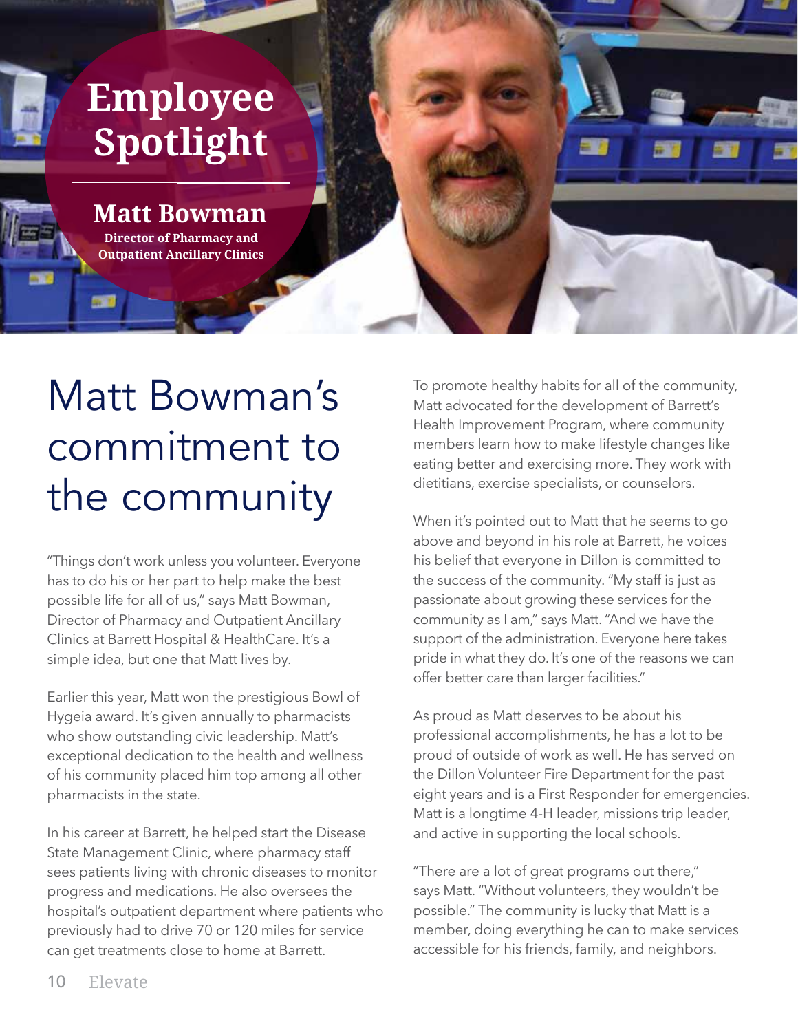# Employee Spotlight

**Matt Bowman**

**Director of Pharmacy and Outpatient Ancillary Clinics**

## Matt Bowman's commitment to the community

"Things don't work unless you volunteer. Everyone has to do his or her part to help make the best possible life for all of us," says Matt Bowman, Director of Pharmacy and Outpatient Ancillary Clinics at Barrett Hospital & HealthCare. It's a simple idea, but one that Matt lives by.

Earlier this year, Matt won the prestigious Bowl of Hygeia award. It's given annually to pharmacists who show outstanding civic leadership. Matt's exceptional dedication to the health and wellness of his community placed him top among all other pharmacists in the state.

In his career at Barrett, he helped start the Disease State Management Clinic, where pharmacy staff sees patients living with chronic diseases to monitor progress and medications. He also oversees the hospital's outpatient department where patients who previously had to drive 70 or 120 miles for service can get treatments close to home at Barrett.

To promote healthy habits for all of the community, Matt advocated for the development of Barrett's Health Improvement Program, where community members learn how to make lifestyle changes like eating better and exercising more. They work with dietitians, exercise specialists, or counselors.

When it's pointed out to Matt that he seems to go above and beyond in his role at Barrett, he voices his belief that everyone in Dillon is committed to the success of the community. "My staff is just as passionate about growing these services for the community as I am," says Matt. "And we have the support of the administration. Everyone here takes pride in what they do. It's one of the reasons we can offer better care than larger facilities."

As proud as Matt deserves to be about his professional accomplishments, he has a lot to be proud of outside of work as well. He has served on the Dillon Volunteer Fire Department for the past eight years and is a First Responder for emergencies. Matt is a longtime 4-H leader, missions trip leader, and active in supporting the local schools.

"There are a lot of great programs out there," says Matt. "Without volunteers, they wouldn't be possible." The community is lucky that Matt is a member, doing everything he can to make services accessible for his friends, family, and neighbors.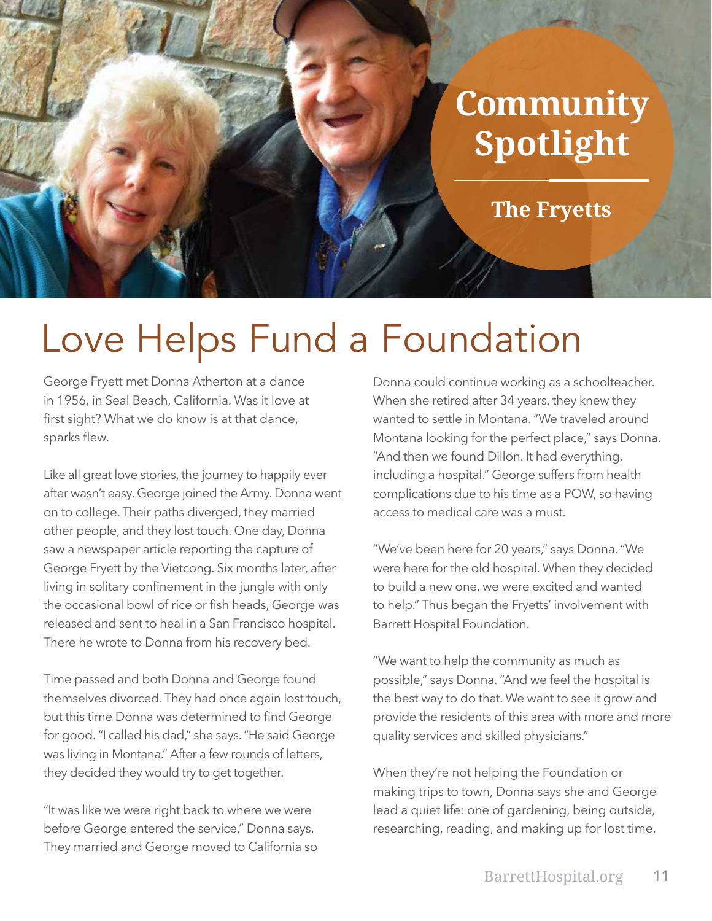## Community Spotlight

### The Fryetts

# Love Helps Fund a Foundation

George Fryett met Donna Atherton at a dance in 1956, in Seal Beach, California. Was it love at first sight? What we do know is at that dance, sparks flew.

Like all great love stories, the journey to happily ever after wasn't easy. George joined the Army. Donna went on to college. Their paths diverged, they married other people, and they lost touch. One day, Donna saw a newspaper article reporting the capture of George Fryett by the Vietcong. Six months later, after living in solitary confinement in the jungle with only the occasional bowl of rice or fish heads, George was released and sent to heal in a San Francisco hospital. There he wrote to Donna from his recovery bed.

Time passed and both Donna and George found themselves divorced. They had once again lost touch, but this time Donna was determined to find George for good. "I called his dad," she says. "He said George was living in Montana." After a few rounds of letters, they decided they would try to get together.

"It was like we were right back to where we were before George entered the service," Donna says. They married and George moved to California so Donna could continue working as a schoolteacher. When she retired after 34 years, they knew they wanted to settle in Montana. "We traveled around Montana looking for the perfect place," says Donna. "And then we found Dillon. It had everything, including a hospital." George suffers from health complications due to his time as a POW, so having access to medical care was a must.

"We've been here for 20 years," says Donna. "We were here for the old hospital. When they decided to build a new one, we were excited and wanted to help." Thus began the Fryetts' involvement with Barrett Hospital Foundation.

"We want to help the community as much as possible," says Donna. "And we feel the hospital is the best way to do that. We want to see it grow and provide the residents of this area with more and more quality services and skilled physicians."

When they're not helping the Foundation or making trips to town, Donna says she and George lead a quiet life: one of gardening, being outside, researching, reading, and making up for lost time.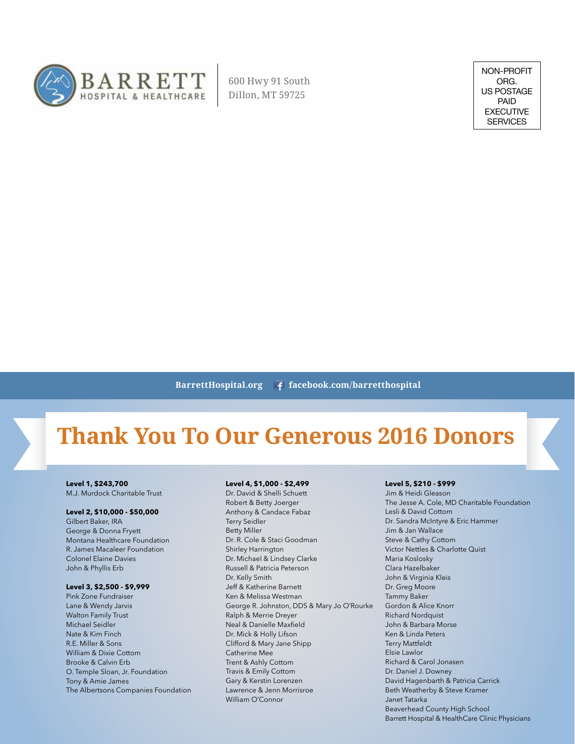BARRETT HOSPITAL & HEALTHCARE

600 Hwy 91 South
Dillon, MT 59725

NON-PROFIT ORG.
US POSTAGE PAID
EXECUTIVE SERVICES

BarrettHospital.org facebook.com/barretthospital

# Thank You To Our Generous 2016 Donors

**Level 1, $243,700**
M.J. Murdock Charitable Trust

**Level 2, $10,000 - $50,000**
Gilbert Baker, IRA
George & Donna Fryett
Montana Healthcare Foundation
R. James Macaleer Foundation
Colonel Elaine Davies
John & Phyllis Erb

**Level 3, $2,500 - $9,999**
Pink Zone Fundraiser
Lane & Wendy Jarvis
Walton Family Trust
Michael Seidler
Nate & Kim Finch
R.E. Miller & Sons
William & Dixie Cottom
Brooke & Calvin Erb
O. Temple Sloan, Jr. Foundation
Tony & Amie James
The Albertsons Companies Foundation

**Level 4, $1,000 - $2,499**
Dr. David & Shelli Schuett
Robert & Betty Joerger
Anthony & Candace Fabaz
Terry Seidler
Betty Miller
Dr. R. Cole & Staci Goodman
Shirley Harrington
Dr. Michael & Lindsey Clarke
Russell & Patricia Peterson
Dr. Kelly Smith
Jeff & Katherine Barnett
Ken & Melissa Westman
George R. Johnston, DDS & Mary Jo O'Rourke
Ralph & Merrie Dreyer
Neal & Danielle Maxfield
Dr. Mick & Holly Lifson
Clifford & Mary Jane Shipp
Catherine Mee
Trent & Ashly Cottom
Travis & Emily Cottom
Gary & Kerstin Lorenzen
Lawrence & Jenn Morrisroe
William O'Connor

**Level 5, $210 - $999**
Jim & Heidi Gleason
The Jesse A. Cole, MD Charitable Foundation
Lesli & David Cottom
Dr. Sandra McIntyre & Eric Hammer
Jim & Jan Wallace
Steve & Cathy Cottom
Victor Nettles & Charlotte Quist
Maria Koslosky
Clara Hazelbaker
John & Virginia Kleis
Dr. Greg Moore
Tammy Baker
Gordon & Alice Knorr
Richard Nordquist
John & Barbara Morse
Ken & Linda Peters
Terry Mattfeldt
Elsie Lawlor
Richard & Carol Jonasen
Dr. Daniel J. Downey
David Hagenbarth & Patricia Carrick
Beth Weatherby & Steve Kramer
Janet Tatarka
Beaverhead County High School
Barrett Hospital & HealthCare Clinic Physicians